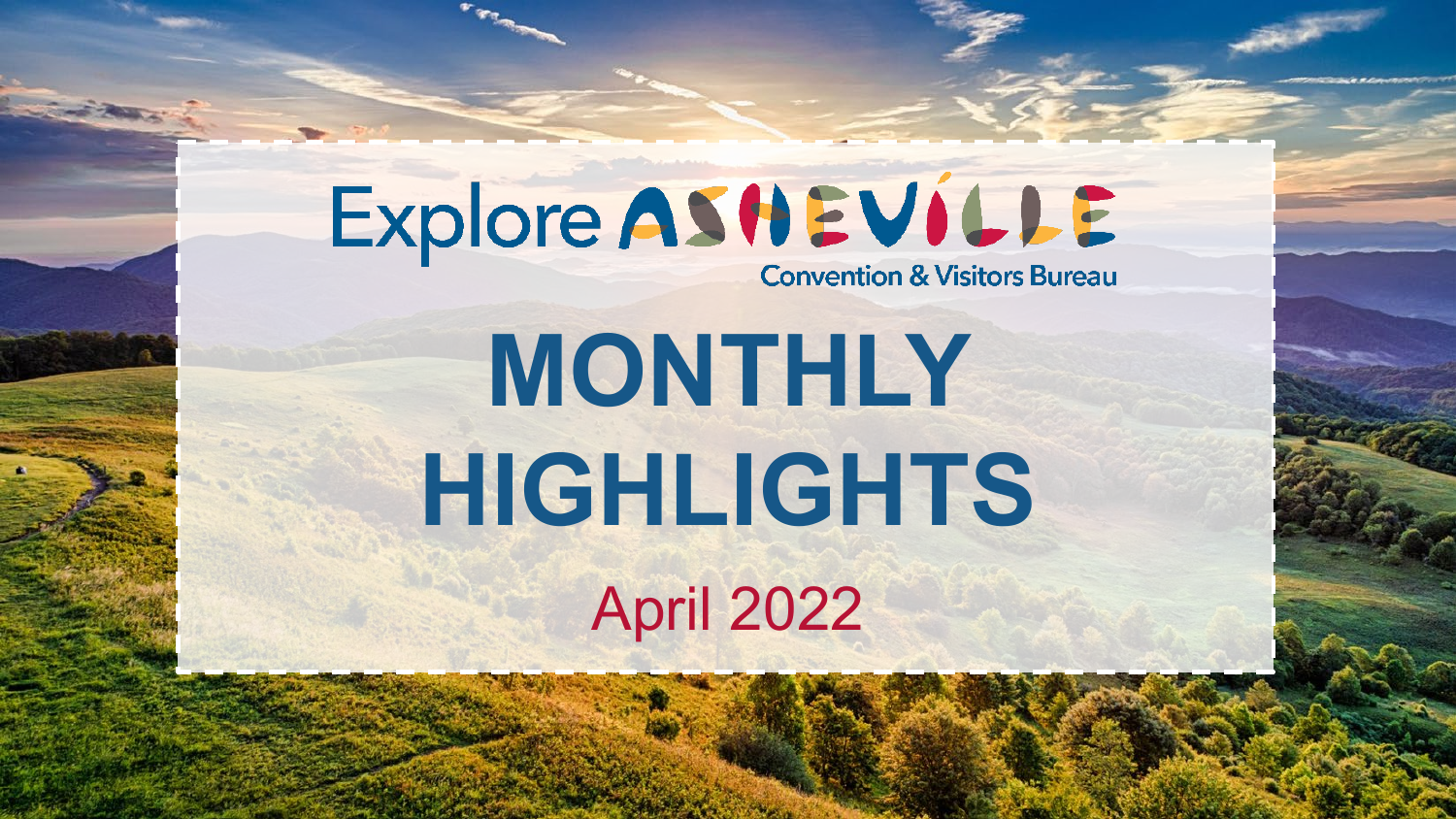Explore ASHEVILLE

Convention & Visitors Bureau

# MONTHLY HIGHLIGHTS

April 2022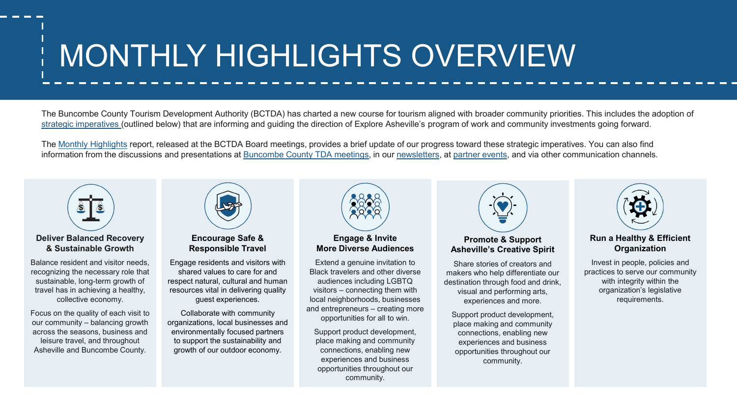# MONTHLY HIGHLIGHTS OVERVIEW

The Buncombe County Tourism Development Authority (BCTDA) has charted a new course for tourism aligned with broader community priorities. This includes the adoption of strategic imperatives (outlined below) that are informing and guiding the direction of Explore Asheville's program of work and community investments going forward.

The Monthly Highlights report, released at the BCTDA Board meetings, provides a brief update of our progress toward these strategic imperatives. You can also find information from the discussions and presentations at Buncombe County TDA meetings, in our newsletters, at partner events, and via other communication channels.

### Deliver Balanced Recovery & Sustainable Growth

Balance resident and visitor needs, recognizing the necessary role that sustainable, long-term growth of travel has in achieving a healthy, collective economy.

Focus on the quality of each visit to our community – balancing growth across the seasons, business and leisure travel, and throughout Asheville and Buncombe County.

### Encourage Safe & Responsible Travel

Engage residents and visitors with shared values to care for and respect natural, cultural and human resources vital in delivering quality guest experiences.

Collaborate with community organizations, local businesses and environmentally focused partners to support the sustainability and growth of our outdoor economy.

### Engage & Invite More Diverse Audiences

Extend a genuine invitation to Black travelers and other diverse audiences including LGBTQ visitors – connecting them with local neighborhoods, businesses and entrepreneurs – creating more opportunities for all to win.

Support product development, place making and community connections, enabling new experiences and business opportunities throughout our community.

### Promote & Support Asheville's Creative Spirit

Share stories of creators and makers who help differentiate our destination through food and drink, visual and performing arts, experiences and more.

Support product development, place making and community connections, enabling new experiences and business opportunities throughout our community.

### Run a Healthy & Efficient Organization

Invest in people, policies and practices to serve our community with integrity within the organization's legislative requirements.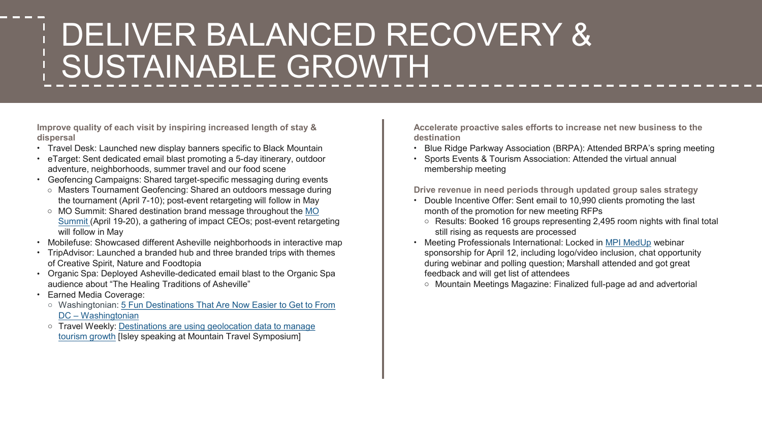# DELIVER BALANCED RECOVERY & SUSTAINABLE GROWTH

**Improve quality of each visit by inspiring increased length of stay & dispersal**

- Travel Desk: Launched new display banners specific to Black Mountain
- eTarget: Sent dedicated email blast promoting a 5-day itinerary, outdoor adventure, neighborhoods, summer travel and our food scene
- Geofencing Campaigns: Shared target-specific messaging during events
  - Masters Tournament Geofencing: Shared an outdoors message during the tournament (April 7-10); post-event retargeting will follow in May
  - MO Summit: Shared destination brand message throughout the [MO Summit](#) (April 19-20), a gathering of impact CEOs; post-event retargeting will follow in May
- Mobilefuse: Showcased different Asheville neighborhoods in interactive map
- TripAdvisor: Launched a branded hub and three branded trips with themes of Creative Spirit, Nature and Foodtopia
- Organic Spa: Deployed Asheville-dedicated email blast to the Organic Spa audience about "The Healing Traditions of Asheville"
- Earned Media Coverage:
  - Washingtonian: [5 Fun Destinations That Are Now Easier to Get to From DC – Washingtonian](#)
  - Travel Weekly: [Destinations are using geolocation data to manage tourism growth](#) [Isley speaking at Mountain Travel Symposium]

**Accelerate proactive sales efforts to increase net new business to the destination**

- Blue Ridge Parkway Association (BRPA): Attended BRPA's spring meeting
- Sports Events & Tourism Association: Attended the virtual annual membership meeting

**Drive revenue in need periods through updated group sales strategy**

- Double Incentive Offer: Sent email to 10,990 clients promoting the last month of the promotion for new meeting RFPs
  - Results: Booked 16 groups representing 2,495 room nights with final total still rising as requests are processed
- Meeting Professionals International: Locked in [MPI MedUp](#) webinar sponsorship for April 12, including logo/video inclusion, chat opportunity during webinar and polling question; Marshall attended and got great feedback and will get list of attendees
  - Mountain Meetings Magazine: Finalized full-page ad and advertorial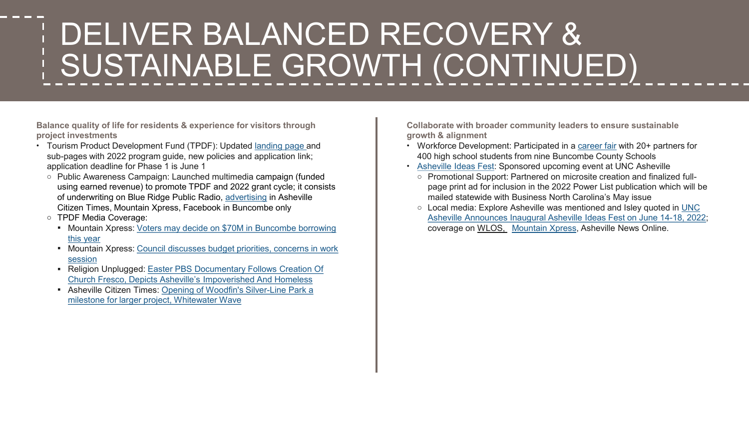# DELIVER BALANCED RECOVERY & SUSTAINABLE GROWTH (CONTINUED)

**Balance quality of life for residents & experience for visitors through project investments**

- Tourism Product Development Fund (TPDF): Updated landing page and sub-pages with 2022 program guide, new policies and application link; application deadline for Phase 1 is June 1
  - Public Awareness Campaign: Launched multimedia campaign (funded using earned revenue) to promote TPDF and 2022 grant cycle; it consists of underwriting on Blue Ridge Public Radio, advertising in Asheville Citizen Times, Mountain Xpress, Facebook in Buncombe only
  - TPDF Media Coverage:
    - Mountain Xpress: Voters may decide on $70M in Buncombe borrowing this year
    - Mountain Xpress: Council discusses budget priorities, concerns in work session
    - Religion Unplugged: Easter PBS Documentary Follows Creation Of Church Fresco, Depicts Asheville's Impoverished And Homeless
    - Asheville Citizen Times: Opening of Woodfin's Silver-Line Park a milestone for larger project, Whitewater Wave

**Collaborate with broader community leaders to ensure sustainable growth & alignment**

- Workforce Development: Participated in a career fair with 20+ partners for 400 high school students from nine Buncombe County Schools
- Asheville Ideas Fest: Sponsored upcoming event at UNC Asheville
  - Promotional Support: Partnered on microsite creation and finalized full-page print ad for inclusion in the 2022 Power List publication which will be mailed statewide with Business North Carolina's May issue
  - Local media: Explore Asheville was mentioned and Isley quoted in UNC Asheville Announces Inaugural Asheville Ideas Fest on June 14-18, 2022; coverage on WLOS, Mountain Xpress, Asheville News Online.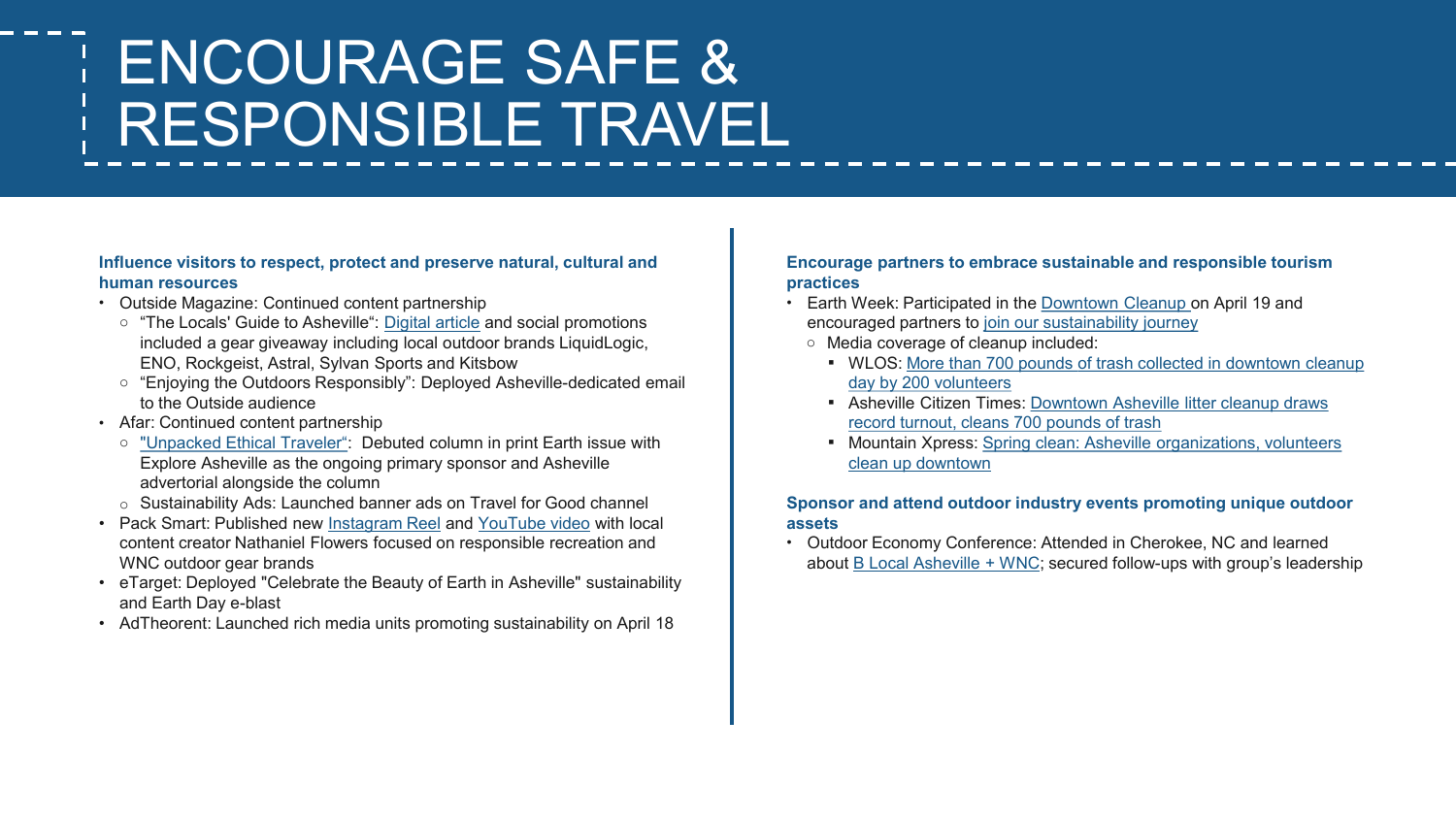# ENCOURAGE SAFE & RESPONSIBLE TRAVEL

**Influence visitors to respect, protect and preserve natural, cultural and human resources**

- Outside Magazine: Continued content partnership
  - "The Locals' Guide to Asheville": Digital article and social promotions included a gear giveaway including local outdoor brands LiquidLogic, ENO, Rockgeist, Astral, Sylvan Sports and Kitsbow
  - "Enjoying the Outdoors Responsibly": Deployed Asheville-dedicated email to the Outside audience
- Afar: Continued content partnership
  - "Unpacked Ethical Traveler": Debuted column in print Earth issue with Explore Asheville as the ongoing primary sponsor and Asheville advertorial alongside the column
  - Sustainability Ads: Launched banner ads on Travel for Good channel
- Pack Smart: Published new Instagram Reel and YouTube video with local content creator Nathaniel Flowers focused on responsible recreation and WNC outdoor gear brands
- eTarget: Deployed "Celebrate the Beauty of Earth in Asheville" sustainability and Earth Day e-blast
- AdTheorent: Launched rich media units promoting sustainability on April 18

**Encourage partners to embrace sustainable and responsible tourism practices**

- Earth Week: Participated in the Downtown Cleanup on April 19 and encouraged partners to join our sustainability journey
  - Media coverage of cleanup included:
    - WLOS: More than 700 pounds of trash collected in downtown cleanup day by 200 volunteers
    - Asheville Citizen Times: Downtown Asheville litter cleanup draws record turnout, cleans 700 pounds of trash
    - Mountain Xpress: Spring clean: Asheville organizations, volunteers clean up downtown

**Sponsor and attend outdoor industry events promoting unique outdoor assets**

- Outdoor Economy Conference: Attended in Cherokee, NC and learned about B Local Asheville + WNC; secured follow-ups with group's leadership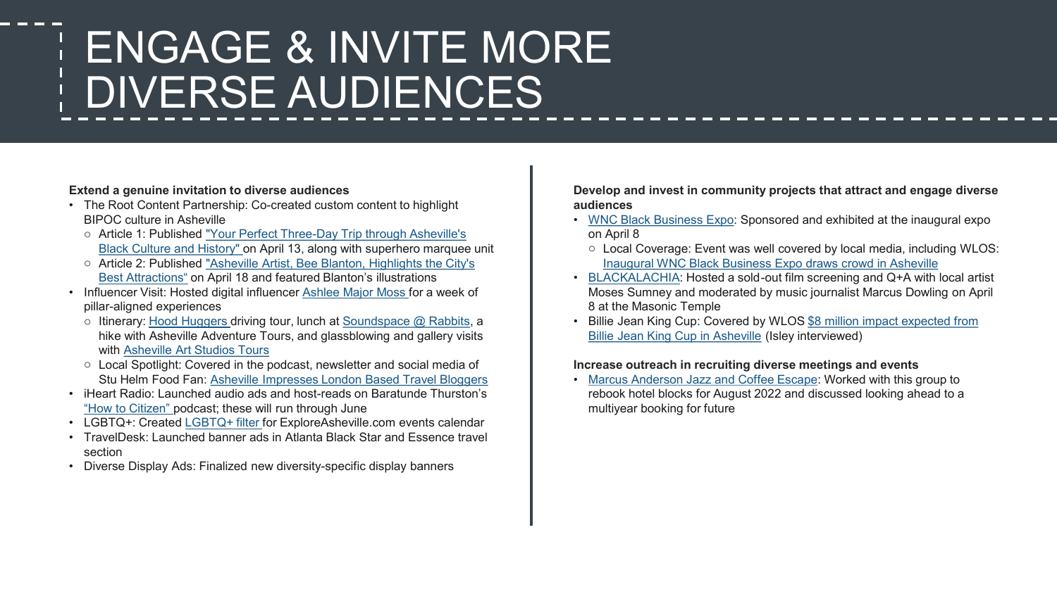# ENGAGE & INVITE MORE DIVERSE AUDIENCES

**Extend a genuine invitation to diverse audiences**

- The Root Content Partnership: Co-created custom content to highlight BIPOC culture in Asheville
  - Article 1: Published "Your Perfect Three-Day Trip through Asheville's Black Culture and History" on April 13, along with superhero marquee unit
  - Article 2: Published "Asheville Artist, Bee Blanton, Highlights the City's Best Attractions" on April 18 and featured Blanton's illustrations
- Influencer Visit: Hosted digital influencer Ashlee Major Moss for a week of pillar-aligned experiences
  - Itinerary: Hood Huggers driving tour, lunch at Soundspace @ Rabbits, a hike with Asheville Adventure Tours, and glassblowing and gallery visits with Asheville Art Studios Tours
  - Local Spotlight: Covered in the podcast, newsletter and social media of Stu Helm Food Fan: Asheville Impresses London Based Travel Bloggers
- iHeart Radio: Launched audio ads and host-reads on Baratunde Thurston's "How to Citizen" podcast; these will run through June
- LGBTQ+: Created LGBTQ+ filter for ExploreAsheville.com events calendar
- TravelDesk: Launched banner ads in Atlanta Black Star and Essence travel section
- Diverse Display Ads: Finalized new diversity-specific display banners

**Develop and invest in community projects that attract and engage diverse audiences**

- WNC Black Business Expo: Sponsored and exhibited at the inaugural expo on April 8
  - Local Coverage: Event was well covered by local media, including WLOS: Inaugural WNC Black Business Expo draws crowd in Asheville
- BLACKALACHIA: Hosted a sold-out film screening and Q+A with local artist Moses Sumney and moderated by music journalist Marcus Dowling on April 8 at the Masonic Temple
- Billie Jean King Cup: Covered by WLOS $8 million impact expected from Billie Jean King Cup in Asheville (Isley interviewed)

**Increase outreach in recruiting diverse meetings and events**

- Marcus Anderson Jazz and Coffee Escape: Worked with this group to rebook hotel blocks for August 2022 and discussed looking ahead to a multiyear booking for future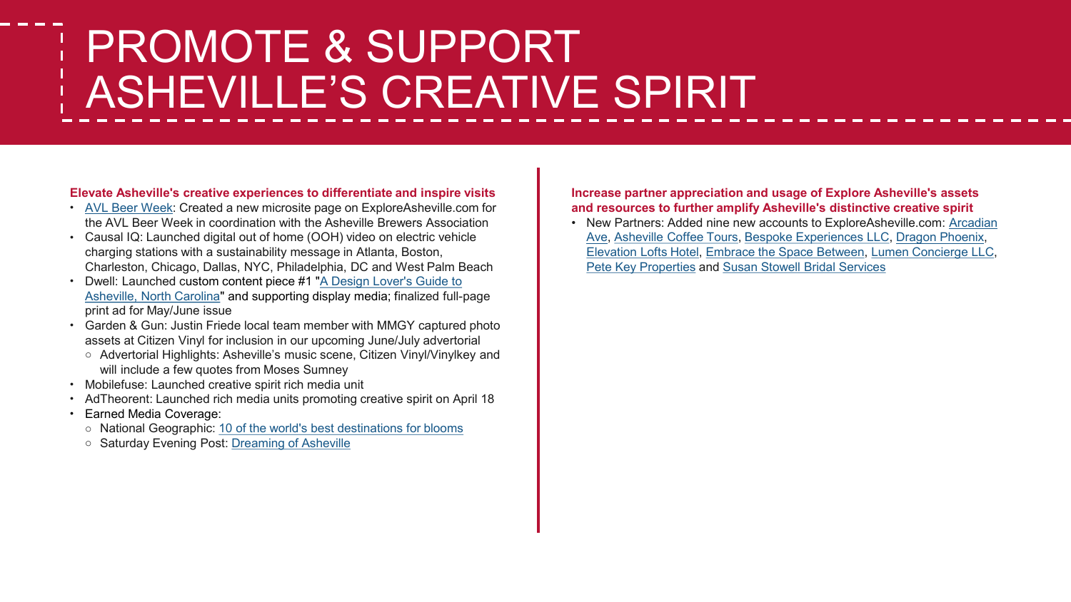# PROMOTE & SUPPORT ASHEVILLE'S CREATIVE SPIRIT

**Elevate Asheville's creative experiences to differentiate and inspire visits**

- AVL Beer Week: Created a new microsite page on ExploreAsheville.com for the AVL Beer Week in coordination with the Asheville Brewers Association
- Causal IQ: Launched digital out of home (OOH) video on electric vehicle charging stations with a sustainability message in Atlanta, Boston, Charleston, Chicago, Dallas, NYC, Philadelphia, DC and West Palm Beach
- Dwell: Launched custom content piece #1 "A Design Lover's Guide to Asheville, North Carolina" and supporting display media; finalized full-page print ad for May/June issue
- Garden & Gun: Justin Friede local team member with MMGY captured photo assets at Citizen Vinyl for inclusion in our upcoming June/July advertorial
  - Advertorial Highlights: Asheville's music scene, Citizen Vinyl/Vinylkey and will include a few quotes from Moses Sumney
- Mobilefuse: Launched creative spirit rich media unit
- AdTheorent: Launched rich media units promoting creative spirit on April 18
- Earned Media Coverage:
  - National Geographic: 10 of the world's best destinations for blooms
  - Saturday Evening Post: Dreaming of Asheville

**Increase partner appreciation and usage of Explore Asheville's assets and resources to further amplify Asheville's distinctive creative spirit**

- New Partners: Added nine new accounts to ExploreAsheville.com: Arcadian Ave, Asheville Coffee Tours, Bespoke Experiences LLC, Dragon Phoenix, Elevation Lofts Hotel, Embrace the Space Between, Lumen Concierge LLC, Pete Key Properties and Susan Stowell Bridal Services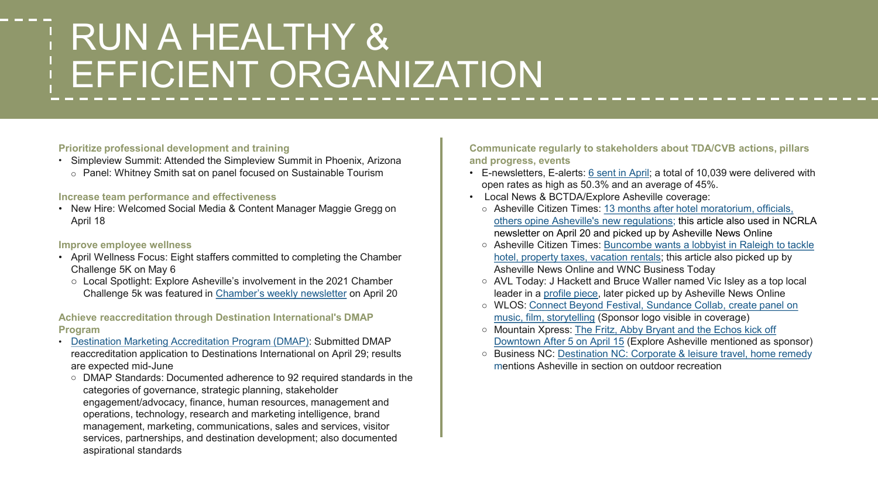# RUN A HEALTHY & EFFICIENT ORGANIZATION

### Prioritize professional development and training

- Simpleview Summit: Attended the Simpleview Summit in Phoenix, Arizona
  - Panel: Whitney Smith sat on panel focused on Sustainable Tourism

### Increase team performance and effectiveness

- New Hire: Welcomed Social Media & Content Manager Maggie Gregg on April 18

### Improve employee wellness

- April Wellness Focus: Eight staffers committed to completing the Chamber Challenge 5K on May 6
  - Local Spotlight: Explore Asheville's involvement in the 2021 Chamber Challenge 5k was featured in Chamber's weekly newsletter on April 20

### Achieve reaccreditation through Destination International's DMAP Program

- Destination Marketing Accreditation Program (DMAP): Submitted DMAP reaccreditation application to Destinations International on April 29; results are expected mid-June
  - DMAP Standards: Documented adherence to 92 required standards in the categories of governance, strategic planning, stakeholder engagement/advocacy, finance, human resources, management and operations, technology, research and marketing intelligence, brand management, marketing, communications, sales and services, visitor services, partnerships, and destination development; also documented aspirational standards

### Communicate regularly to stakeholders about TDA/CVB actions, pillars and progress, events

- E-newsletters, E-alerts: 6 sent in April; a total of 10,039 were delivered with open rates as high as 50.3% and an average of 45%.
- Local News & BCTDA/Explore Asheville coverage:
  - Asheville Citizen Times: 13 months after hotel moratorium, officials, others opine Asheville's new regulations; this article also used in NCRLA newsletter on April 20 and picked up by Asheville News Online
  - Asheville Citizen Times: Buncombe wants a lobbyist in Raleigh to tackle hotel, property taxes, vacation rentals; this article also picked up by Asheville News Online and WNC Business Today
  - AVL Today: J Hackett and Bruce Waller named Vic Isley as a top local leader in a profile piece, later picked up by Asheville News Online
  - WLOS: Connect Beyond Festival, Sundance Collab, create panel on music, film, storytelling (Sponsor logo visible in coverage)
  - Mountain Xpress: The Fritz, Abby Bryant and the Echos kick off Downtown After 5 on April 15 (Explore Asheville mentioned as sponsor)
  - Business NC: Destination NC: Corporate & leisure travel, home remedy mentions Asheville in section on outdoor recreation